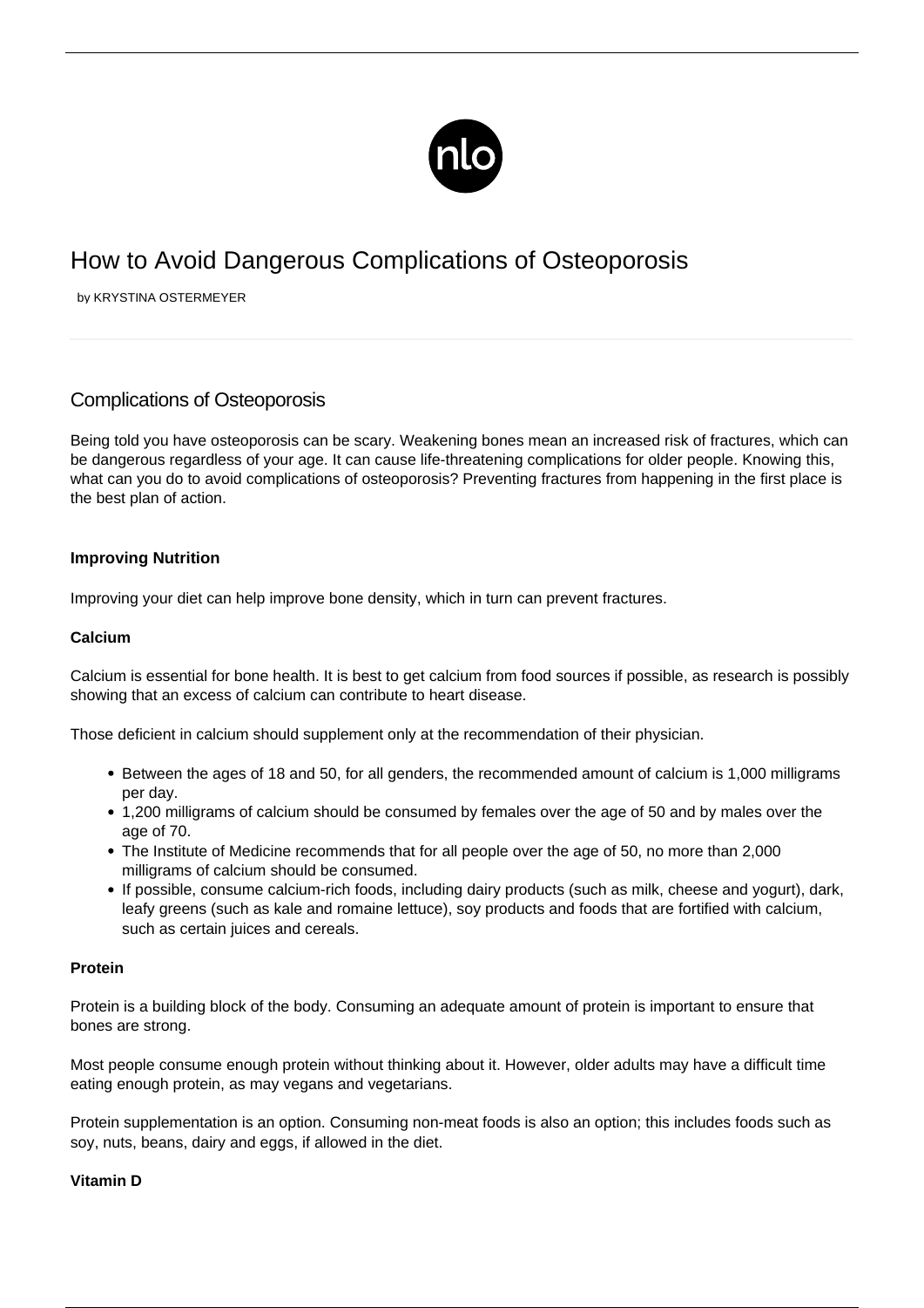# How to Avoid Dangerous Complications of Osteoporosis

by KRYSTINA OSTERMEYER

## Complications of Osteoporosis

Being told you have osteoporosis can be scary. Weakening bones mean an increased risk of fractures, which can be dangerous regardless of your age. It can cause life-threatening complications for older people. Knowing this, what can you do to avoid complications of osteoporosis? Preventing fractures from happening in the first place is the best plan of action.

**Improving Nutrition**

Improving your diet can help improve bone density, which in turn can prevent fractures.

**Calcium**

Calcium is essential for bone health. It is best to get calcium from food sources if possible, as research is possibly showing that an excess of calcium can contribute to heart disease.

Those deficient in calcium should supplement only at the recommendation of their physician.

- Between the ages of 18 and 50, for all genders, the recommended amount of calcium is 1,000 milligrams per day.
- 1,200 milligrams of calcium should be consumed by females over the age of 50 and by males over the age of 70.
- The Institute of Medicine recommends that for all people over the age of 50, no more than 2,000 milligrams of calcium should be consumed.
- If possible, consume calcium-rich foods, including dairy products (such as milk, cheese and yogurt), dark, leafy greens (such as kale and romaine lettuce), soy products and foods that are fortified with calcium, such as certain juices and cereals.

**Protein**

Protein is a building block of the body. Consuming an adequate amount of protein is important to ensure that bones are strong.

Most people consume enough protein without thinking about it. However, older adults may have a difficult time eating enough protein, as may vegans and vegetarians.

Protein supplementation is an option. Consuming non-meat foods is also an option; this includes foods such as soy, nuts, beans, dairy and eggs, if allowed in the diet.

**Vitamin D**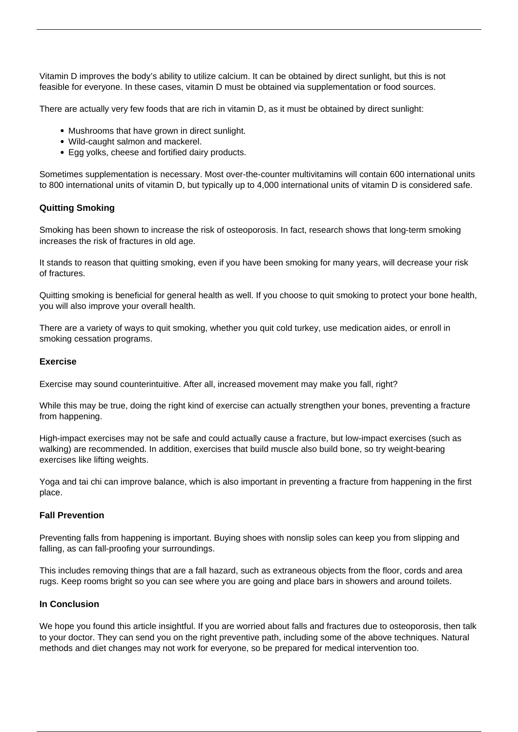Vitamin D improves the body's ability to utilize calcium. It can be obtained by direct sunlight, but this is not feasible for everyone. In these cases, vitamin D must be obtained via supplementation or food sources.

There are actually very few foods that are rich in vitamin D, as it must be obtained by direct sunlight:

- Mushrooms that have grown in direct sunlight.
- Wild-caught salmon and mackerel.
- Egg yolks, cheese and fortified dairy products.

Sometimes supplementation is necessary. Most over-the-counter multivitamins will contain 600 international units to 800 international units of vitamin D, but typically up to 4,000 international units of vitamin D is considered safe.

**Quitting Smoking**

Smoking has been shown to increase the risk of osteoporosis. In fact, research shows that long-term smoking increases the risk of fractures in old age.

It stands to reason that quitting smoking, even if you have been smoking for many years, will decrease your risk of fractures.

Quitting smoking is beneficial for general health as well. If you choose to quit smoking to protect your bone health, you will also improve your overall health.

There are a variety of ways to quit smoking, whether you quit cold turkey, use medication aides, or enroll in smoking cessation programs.

**Exercise**

Exercise may sound counterintuitive. After all, increased movement may make you fall, right?

While this may be true, doing the right kind of exercise can actually strengthen your bones, preventing a fracture from happening.

High-impact exercises may not be safe and could actually cause a fracture, but low-impact exercises (such as walking) are recommended. In addition, exercises that build muscle also build bone, so try weight-bearing exercises like lifting weights.

Yoga and tai chi can improve balance, which is also important in preventing a fracture from happening in the first place.

**Fall Prevention**

Preventing falls from happening is important. Buying shoes with nonslip soles can keep you from slipping and falling, as can fall-proofing your surroundings.

This includes removing things that are a fall hazard, such as extraneous objects from the floor, cords and area rugs. Keep rooms bright so you can see where you are going and place bars in showers and around toilets.

**In Conclusion**

We hope you found this article insightful. If you are worried about falls and fractures due to osteoporosis, then talk to your doctor. They can send you on the right preventive path, including some of the above techniques. Natural methods and diet changes may not work for everyone, so be prepared for medical intervention too.